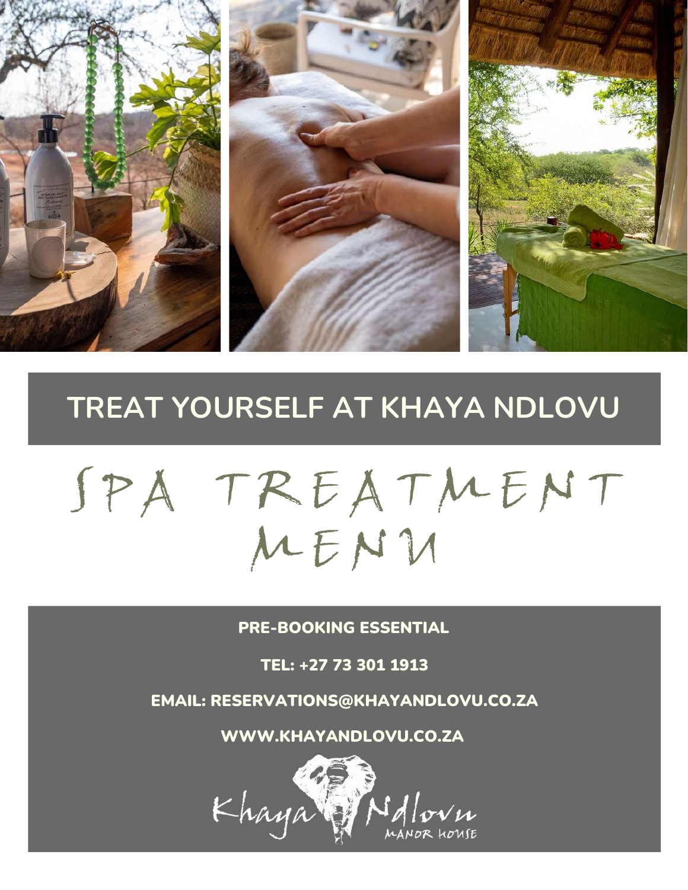# TREAT YOURSELF AT KHAYA NDLOVU

# SPA TREATMENT MENU

**PRE-BOOKING ESSENTIAL**

**TEL: +27 73 301 1913**

**EMAIL: RESERVATIONS@KHAYANDLOVU.CO.ZA**

**WWW.KHAYANDLOVU.CO.ZA**

Khaya Ndlovu
MANOR HOUSE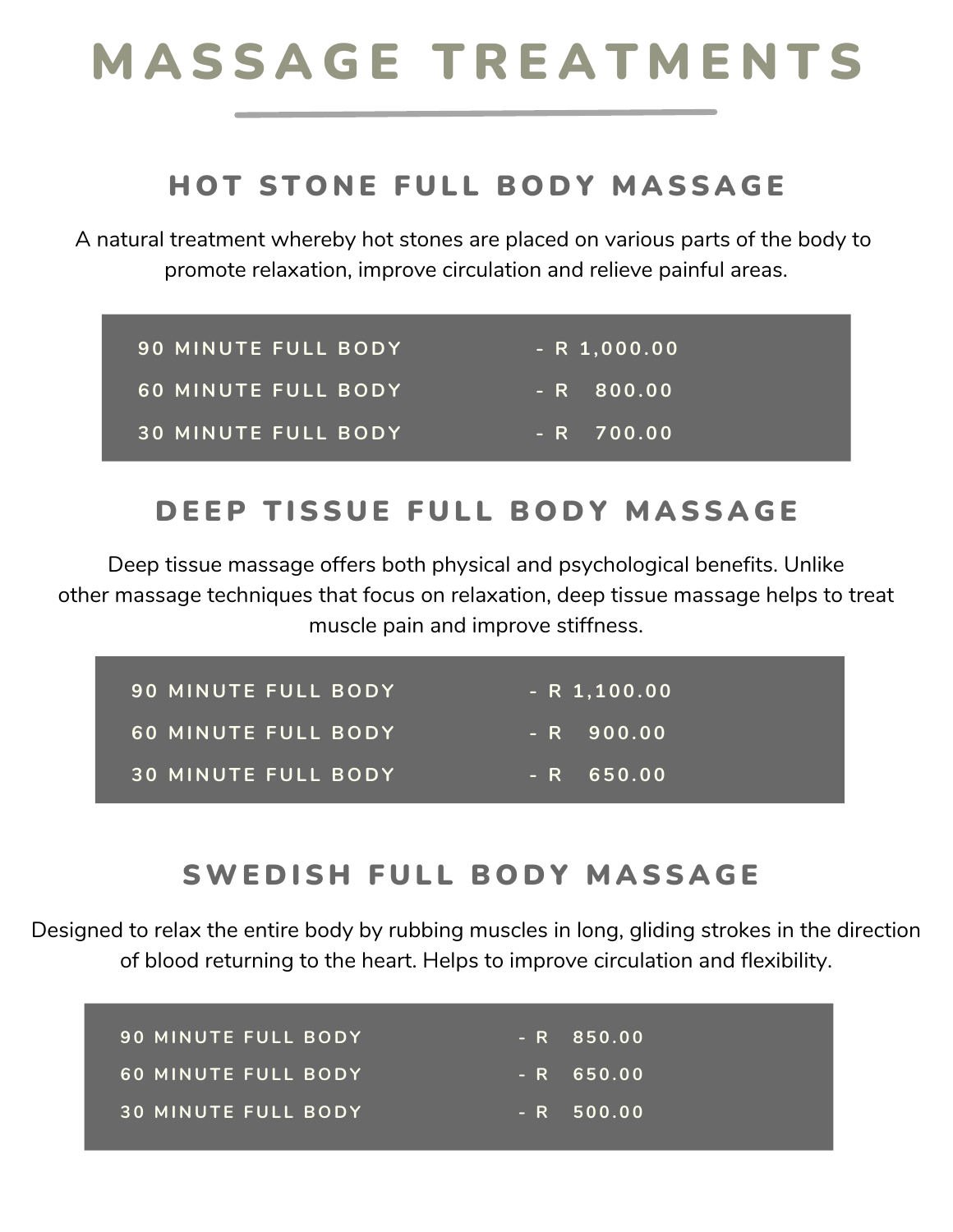# MASSAGE TREATMENTS

## HOT STONE FULL BODY MASSAGE

A natural treatment whereby hot stones are placed on various parts of the body to promote relaxation, improve circulation and relieve painful areas.

| | |
|---|---|
| 90 MINUTE FULL BODY | - R 1,000.00 |
| 60 MINUTE FULL BODY | - R 800.00 |
| 30 MINUTE FULL BODY | - R 700.00 |

## DEEP TISSUE FULL BODY MASSAGE

Deep tissue massage offers both physical and psychological benefits. Unlike other massage techniques that focus on relaxation, deep tissue massage helps to treat muscle pain and improve stiffness.

| | |
|---|---|
| 90 MINUTE FULL BODY | - R 1,100.00 |
| 60 MINUTE FULL BODY | - R 900.00 |
| 30 MINUTE FULL BODY | - R 650.00 |

## SWEDISH FULL BODY MASSAGE

Designed to relax the entire body by rubbing muscles in long, gliding strokes in the direction of blood returning to the heart. Helps to improve circulation and flexibility.

| | |
|---|---|
| 90 MINUTE FULL BODY | - R 850.00 |
| 60 MINUTE FULL BODY | - R 650.00 |
| 30 MINUTE FULL BODY | - R 500.00 |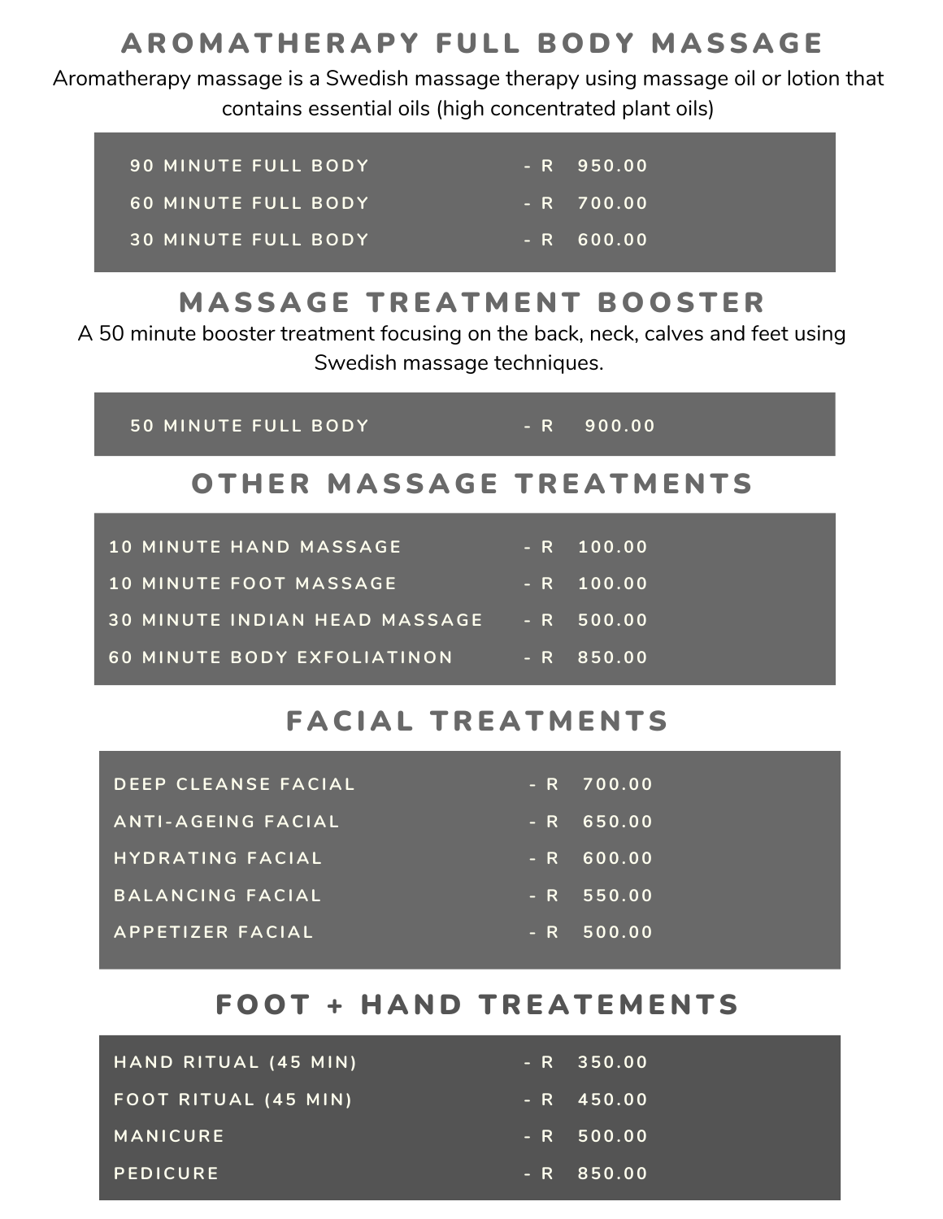## AROMATHERAPY FULL BODY MASSAGE

Aromatherapy massage is a Swedish massage therapy using massage oil or lotion that contains essential oils (high concentrated plant oils)

| | |
|---|---|
| 90 MINUTE FULL BODY | - R 950.00 |
| 60 MINUTE FULL BODY | - R 700.00 |
| 30 MINUTE FULL BODY | - R 600.00 |

## MASSAGE TREATMENT BOOSTER

A 50 minute booster treatment focusing on the back, neck, calves and feet using Swedish massage techniques.

| | |
|---|---|
| 50 MINUTE FULL BODY | - R 900.00 |

## OTHER MASSAGE TREATMENTS

| | |
|---|---|
| 10 MINUTE HAND MASSAGE | - R 100.00 |
| 10 MINUTE FOOT MASSAGE | - R 100.00 |
| 30 MINUTE INDIAN HEAD MASSAGE | - R 500.00 |
| 60 MINUTE BODY EXFOLIATINON | - R 850.00 |

## FACIAL TREATMENTS

| | |
|---|---|
| DEEP CLEANSE FACIAL | - R 700.00 |
| ANTI-AGEING FACIAL | - R 650.00 |
| HYDRATING FACIAL | - R 600.00 |
| BALANCING FACIAL | - R 550.00 |
| APPETIZER FACIAL | - R 500.00 |

## FOOT + HAND TREATEMENTS

| | |
|---|---|
| HAND RITUAL (45 MIN) | - R 350.00 |
| FOOT RITUAL (45 MIN) | - R 450.00 |
| MANICURE | - R 500.00 |
| PEDICURE | - R 850.00 |